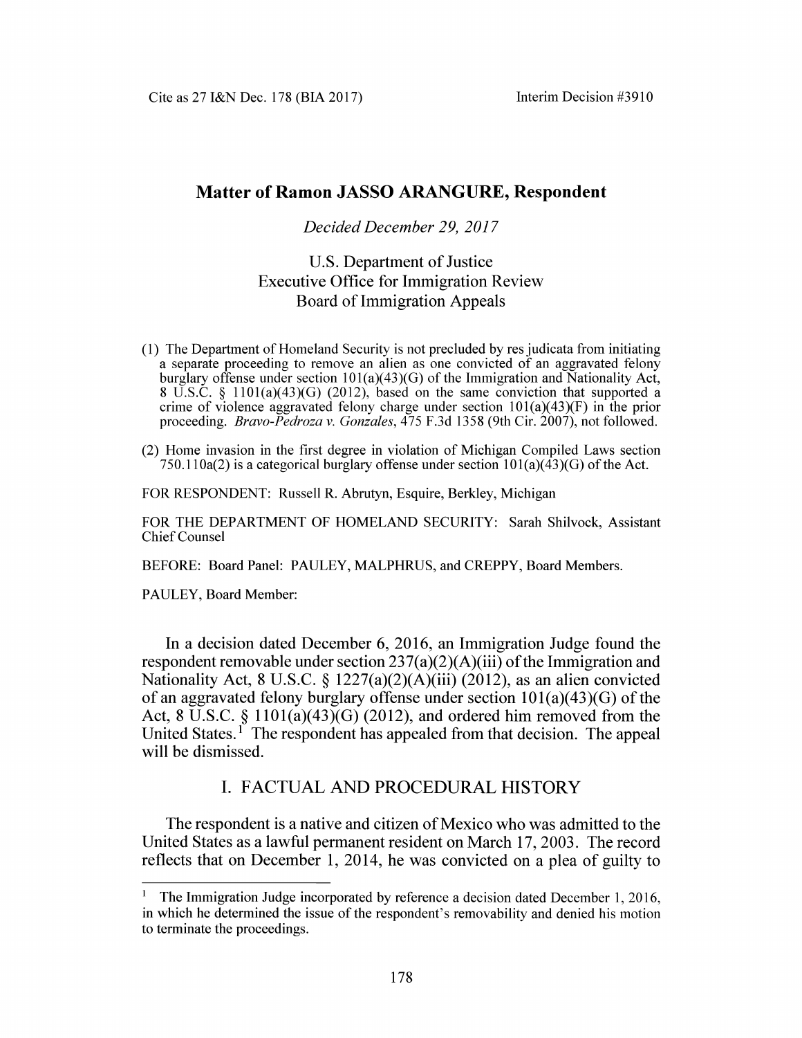# Matter of Ramon JASSO ARANGURE, Respondent

*Decided December 29, 2017*

U.S. Department of Justice
Executive Office for Immigration Review
Board of Immigration Appeals

(1) The Department of Homeland Security is not precluded by res judicata from initiating a separate proceeding to remove an alien as one convicted of an aggravated felony burglary offense under section 101(a)(43)(G) of the Immigration and Nationality Act, 8 U.S.C. § 1101(a)(43)(G) (2012), based on the same conviction that supported a crime of violence aggravated felony charge under section 101(a)(43)(F) in the prior proceeding. *Bravo-Pedroza v. Gonzales*, 475 F.3d 1358 (9th Cir. 2007), not followed.

(2) Home invasion in the first degree in violation of Michigan Compiled Laws section 750.110a(2) is a categorical burglary offense under section 101(a)(43)(G) of the Act.

FOR RESPONDENT: Russell R. Abrutyn, Esquire, Berkley, Michigan

FOR THE DEPARTMENT OF HOMELAND SECURITY: Sarah Shilvock, Assistant Chief Counsel

BEFORE: Board Panel: PAULEY, MALPHRUS, and CREPPY, Board Members.

PAULEY, Board Member:

In a decision dated December 6, 2016, an Immigration Judge found the respondent removable under section 237(a)(2)(A)(iii) of the Immigration and Nationality Act, 8 U.S.C. § 1227(a)(2)(A)(iii) (2012), as an alien convicted of an aggravated felony burglary offense under section 101(a)(43)(G) of the Act, 8 U.S.C. § 1101(a)(43)(G) (2012), and ordered him removed from the United States.[1] The respondent has appealed from that decision. The appeal will be dismissed.

## I. FACTUAL AND PROCEDURAL HISTORY

The respondent is a native and citizen of Mexico who was admitted to the United States as a lawful permanent resident on March 17, 2003. The record reflects that on December 1, 2014, he was convicted on a plea of guilty to

[1] The Immigration Judge incorporated by reference a decision dated December 1, 2016, in which he determined the issue of the respondent's removability and denied his motion to terminate the proceedings.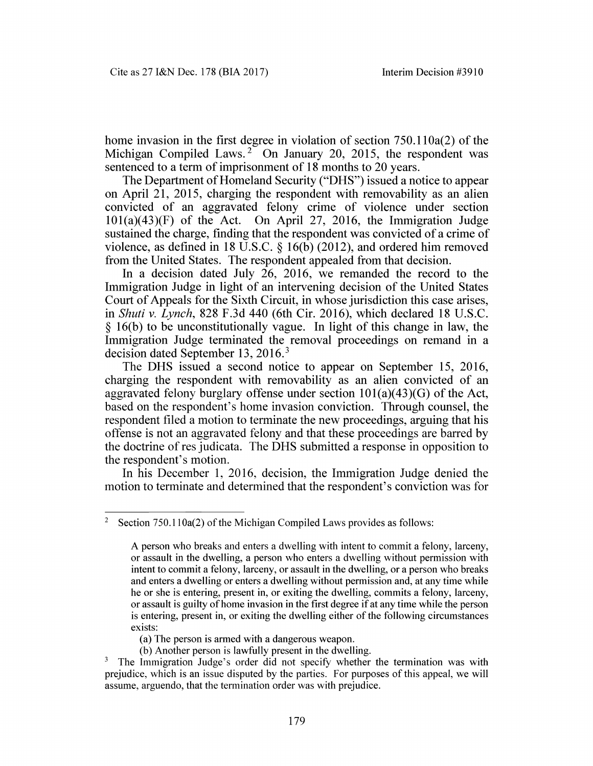home invasion in the first degree in violation of section 750.110a(2) of the Michigan Compiled Laws.[2] On January 20, 2015, the respondent was sentenced to a term of imprisonment of 18 months to 20 years.

The Department of Homeland Security ("DHS") issued a notice to appear on April 21, 2015, charging the respondent with removability as an alien convicted of an aggravated felony crime of violence under section 101(a)(43)(F) of the Act. On April 27, 2016, the Immigration Judge sustained the charge, finding that the respondent was convicted of a crime of violence, as defined in 18 U.S.C. § 16(b) (2012), and ordered him removed from the United States. The respondent appealed from that decision.

In a decision dated July 26, 2016, we remanded the record to the Immigration Judge in light of an intervening decision of the United States Court of Appeals for the Sixth Circuit, in whose jurisdiction this case arises, in *Shuti v. Lynch*, 828 F.3d 440 (6th Cir. 2016), which declared 18 U.S.C. § 16(b) to be unconstitutionally vague. In light of this change in law, the Immigration Judge terminated the removal proceedings on remand in a decision dated September 13, 2016.[3]

The DHS issued a second notice to appear on September 15, 2016, charging the respondent with removability as an alien convicted of an aggravated felony burglary offense under section 101(a)(43)(G) of the Act, based on the respondent's home invasion conviction. Through counsel, the respondent filed a motion to terminate the new proceedings, arguing that his offense is not an aggravated felony and that these proceedings are barred by the doctrine of res judicata. The DHS submitted a response in opposition to the respondent's motion.

In his December 1, 2016, decision, the Immigration Judge denied the motion to terminate and determined that the respondent's conviction was for

---

[2] Section 750.110a(2) of the Michigan Compiled Laws provides as follows:

> A person who breaks and enters a dwelling with intent to commit a felony, larceny, or assault in the dwelling, a person who enters a dwelling without permission with intent to commit a felony, larceny, or assault in the dwelling, or a person who breaks and enters a dwelling or enters a dwelling without permission and, at any time while he or she is entering, present in, or exiting the dwelling, commits a felony, larceny, or assault is guilty of home invasion in the first degree if at any time while the person is entering, present in, or exiting the dwelling either of the following circumstances exists:
>
> (a) The person is armed with a dangerous weapon.
>
> (b) Another person is lawfully present in the dwelling.

[3] The Immigration Judge's order did not specify whether the termination was with prejudice, which is an issue disputed by the parties. For purposes of this appeal, we will assume, arguendo, that the termination order was with prejudice.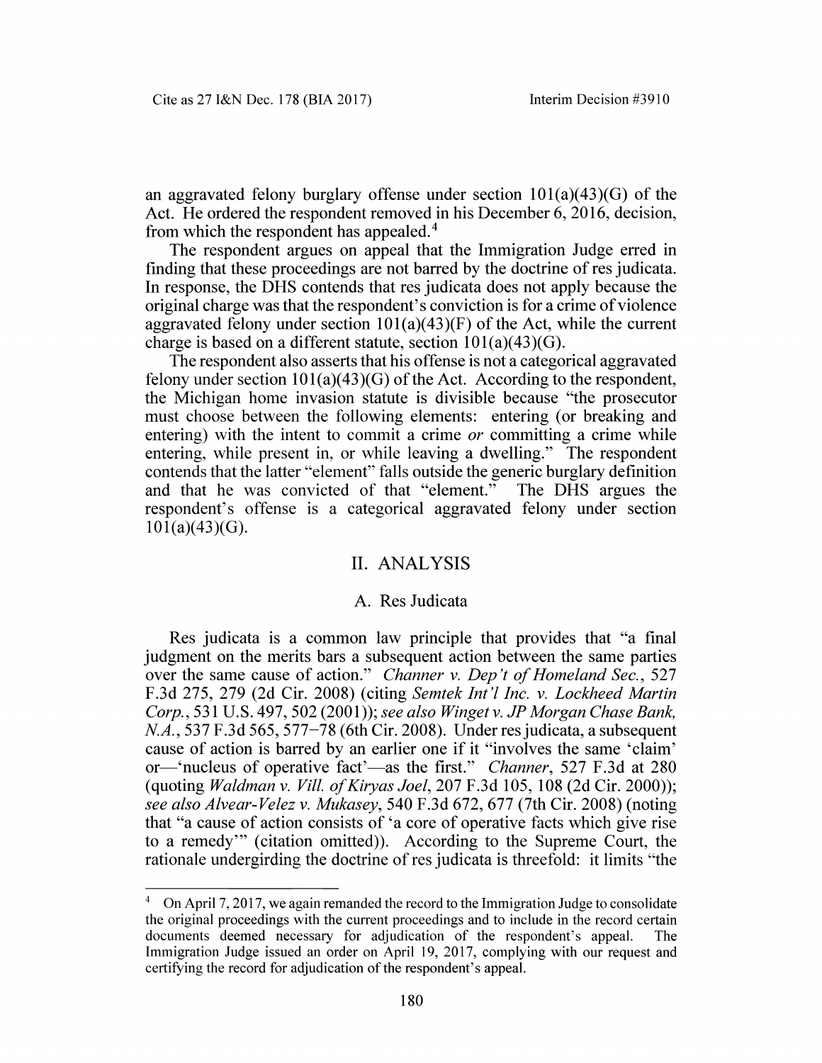an aggravated felony burglary offense under section 101(a)(43)(G) of the Act. He ordered the respondent removed in his December 6, 2016, decision, from which the respondent has appealed.[4]

The respondent argues on appeal that the Immigration Judge erred in finding that these proceedings are not barred by the doctrine of res judicata. In response, the DHS contends that res judicata does not apply because the original charge was that the respondent's conviction is for a crime of violence aggravated felony under section 101(a)(43)(F) of the Act, while the current charge is based on a different statute, section 101(a)(43)(G).

The respondent also asserts that his offense is not a categorical aggravated felony under section 101(a)(43)(G) of the Act. According to the respondent, the Michigan home invasion statute is divisible because "the prosecutor must choose between the following elements: entering (or breaking and entering) with the intent to commit a crime *or* committing a crime while entering, while present in, or while leaving a dwelling." The respondent contends that the latter "element" falls outside the generic burglary definition and that he was convicted of that "element." The DHS argues the respondent's offense is a categorical aggravated felony under section 101(a)(43)(G).

## II. ANALYSIS

### A. Res Judicata

Res judicata is a common law principle that provides that "a final judgment on the merits bars a subsequent action between the same parties over the same cause of action." *Channer v. Dep't of Homeland Sec.*, 527 F.3d 275, 279 (2d Cir. 2008) (citing *Semtek Int'l Inc. v. Lockheed Martin Corp.*, 531 U.S. 497, 502 (2001)); *see also Winget v. JP Morgan Chase Bank, N.A.*, 537 F.3d 565, 577–78 (6th Cir. 2008). Under res judicata, a subsequent cause of action is barred by an earlier one if it "involves the same 'claim' or—'nucleus of operative fact'—as the first." *Channer*, 527 F.3d at 280 (quoting *Waldman v. Vill. of Kiryas Joel*, 207 F.3d 105, 108 (2d Cir. 2000)); *see also Alvear-Velez v. Mukasey*, 540 F.3d 672, 677 (7th Cir. 2008) (noting that "a cause of action consists of 'a core of operative facts which give rise to a remedy'" (citation omitted)). According to the Supreme Court, the rationale undergirding the doctrine of res judicata is threefold: it limits "the

---

[4] On April 7, 2017, we again remanded the record to the Immigration Judge to consolidate the original proceedings with the current proceedings and to include in the record certain documents deemed necessary for adjudication of the respondent's appeal. The Immigration Judge issued an order on April 19, 2017, complying with our request and certifying the record for adjudication of the respondent's appeal.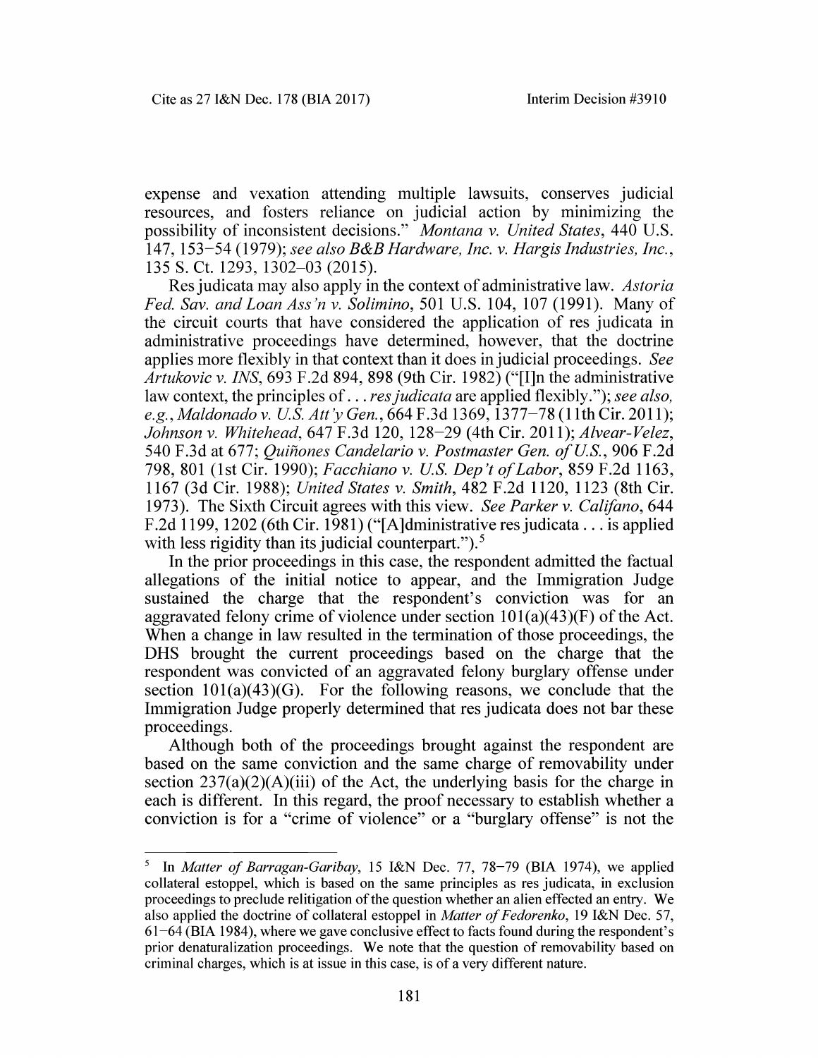expense and vexation attending multiple lawsuits, conserves judicial resources, and fosters reliance on judicial action by minimizing the possibility of inconsistent decisions." *Montana v. United States*, 440 U.S. 147, 153–54 (1979); *see also B&B Hardware, Inc. v. Hargis Industries, Inc.*, 135 S. Ct. 1293, 1302–03 (2015).

Res judicata may also apply in the context of administrative law. *Astoria Fed. Sav. and Loan Ass'n v. Solimino*, 501 U.S. 104, 107 (1991). Many of the circuit courts that have considered the application of res judicata in administrative proceedings have determined, however, that the doctrine applies more flexibly in that context than it does in judicial proceedings. *See Artukovic v. INS*, 693 F.2d 894, 898 (9th Cir. 1982) ("[I]n the administrative law context, the principles of . . . *res judicata* are applied flexibly."); *see also, e.g.*, *Maldonado v. U.S. Att'y Gen.*, 664 F.3d 1369, 1377–78 (11th Cir. 2011); *Johnson v. Whitehead*, 647 F.3d 120, 128–29 (4th Cir. 2011); *Alvear-Velez*, 540 F.3d at 677; *Quiñones Candelario v. Postmaster Gen. of U.S.*, 906 F.2d 798, 801 (1st Cir. 1990); *Facchiano v. U.S. Dep't of Labor*, 859 F.2d 1163, 1167 (3d Cir. 1988); *United States v. Smith*, 482 F.2d 1120, 1123 (8th Cir. 1973). The Sixth Circuit agrees with this view. *See Parker v. Califano*, 644 F.2d 1199, 1202 (6th Cir. 1981) ("[A]dministrative res judicata . . . is applied with less rigidity than its judicial counterpart.").[5]

In the prior proceedings in this case, the respondent admitted the factual allegations of the initial notice to appear, and the Immigration Judge sustained the charge that the respondent's conviction was for an aggravated felony crime of violence under section 101(a)(43)(F) of the Act. When a change in law resulted in the termination of those proceedings, the DHS brought the current proceedings based on the charge that the respondent was convicted of an aggravated felony burglary offense under section 101(a)(43)(G). For the following reasons, we conclude that the Immigration Judge properly determined that res judicata does not bar these proceedings.

Although both of the proceedings brought against the respondent are based on the same conviction and the same charge of removability under section 237(a)(2)(A)(iii) of the Act, the underlying basis for the charge in each is different. In this regard, the proof necessary to establish whether a conviction is for a "crime of violence" or a "burglary offense" is not the

[5] In *Matter of Barragan-Garibay*, 15 I&N Dec. 77, 78–79 (BIA 1974), we applied collateral estoppel, which is based on the same principles as res judicata, in exclusion proceedings to preclude relitigation of the question whether an alien effected an entry. We also applied the doctrine of collateral estoppel in *Matter of Fedorenko*, 19 I&N Dec. 57, 61–64 (BIA 1984), where we gave conclusive effect to facts found during the respondent's prior denaturalization proceedings. We note that the question of removability based on criminal charges, which is at issue in this case, is of a very different nature.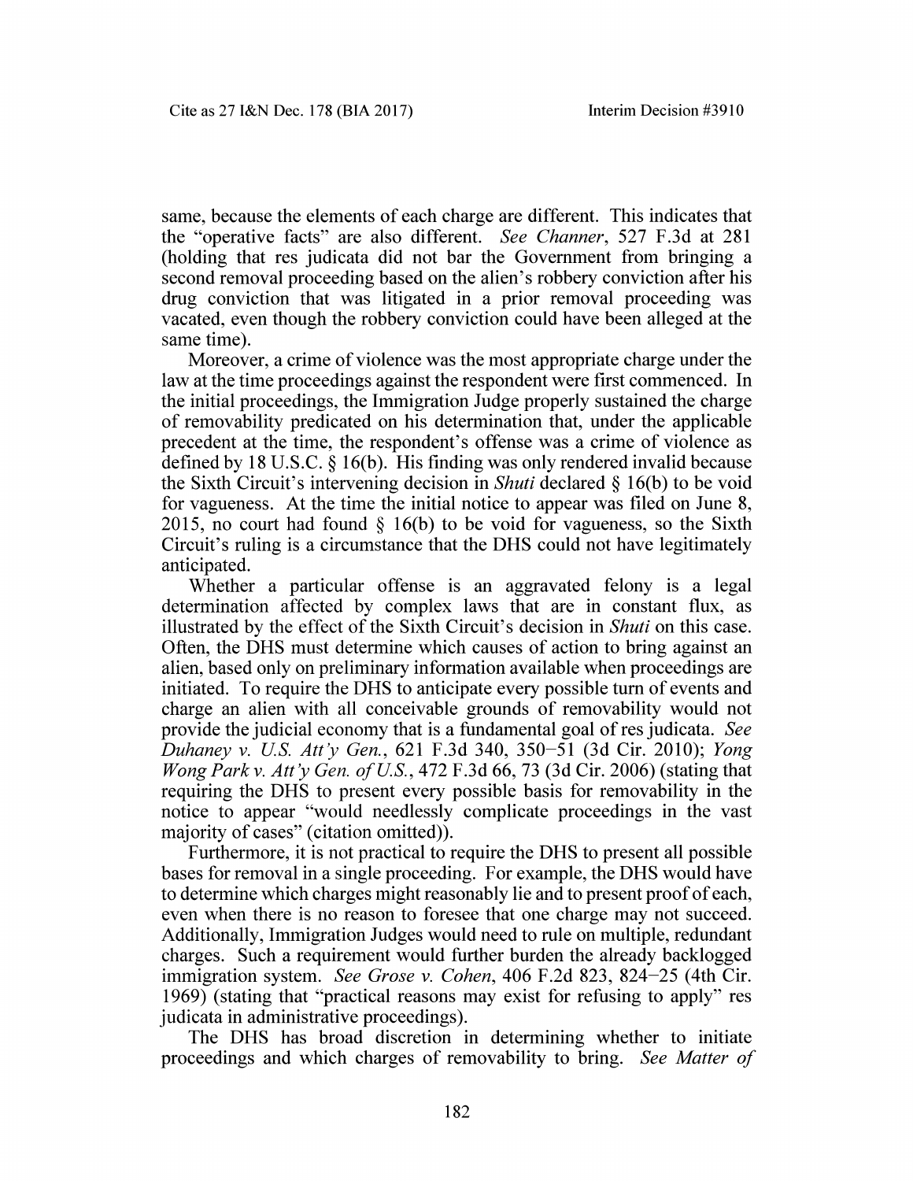same, because the elements of each charge are different. This indicates that the "operative facts" are also different. *See Channer*, 527 F.3d at 281 (holding that res judicata did not bar the Government from bringing a second removal proceeding based on the alien's robbery conviction after his drug conviction that was litigated in a prior removal proceeding was vacated, even though the robbery conviction could have been alleged at the same time).

Moreover, a crime of violence was the most appropriate charge under the law at the time proceedings against the respondent were first commenced. In the initial proceedings, the Immigration Judge properly sustained the charge of removability predicated on his determination that, under the applicable precedent at the time, the respondent's offense was a crime of violence as defined by 18 U.S.C. § 16(b). His finding was only rendered invalid because the Sixth Circuit's intervening decision in *Shuti* declared § 16(b) to be void for vagueness. At the time the initial notice to appear was filed on June 8, 2015, no court had found § 16(b) to be void for vagueness, so the Sixth Circuit's ruling is a circumstance that the DHS could not have legitimately anticipated.

Whether a particular offense is an aggravated felony is a legal determination affected by complex laws that are in constant flux, as illustrated by the effect of the Sixth Circuit's decision in *Shuti* on this case. Often, the DHS must determine which causes of action to bring against an alien, based only on preliminary information available when proceedings are initiated. To require the DHS to anticipate every possible turn of events and charge an alien with all conceivable grounds of removability would not provide the judicial economy that is a fundamental goal of res judicata. *See Duhaney v. U.S. Att'y Gen.*, 621 F.3d 340, 350–51 (3d Cir. 2010); *Yong Wong Park v. Att'y Gen. of U.S.*, 472 F.3d 66, 73 (3d Cir. 2006) (stating that requiring the DHS to present every possible basis for removability in the notice to appear "would needlessly complicate proceedings in the vast majority of cases" (citation omitted)).

Furthermore, it is not practical to require the DHS to present all possible bases for removal in a single proceeding. For example, the DHS would have to determine which charges might reasonably lie and to present proof of each, even when there is no reason to foresee that one charge may not succeed. Additionally, Immigration Judges would need to rule on multiple, redundant charges. Such a requirement would further burden the already backlogged immigration system. *See Grose v. Cohen*, 406 F.2d 823, 824–25 (4th Cir. 1969) (stating that "practical reasons may exist for refusing to apply" res judicata in administrative proceedings).

The DHS has broad discretion in determining whether to initiate proceedings and which charges of removability to bring. *See Matter of*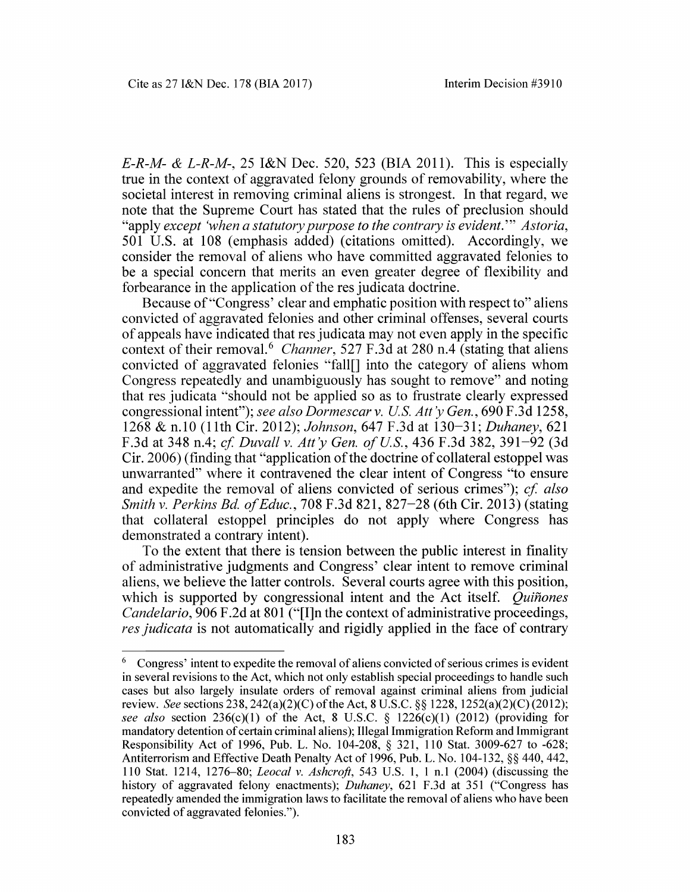*E-R-M- & L-R-M-*, 25 I&N Dec. 520, 523 (BIA 2011). This is especially true in the context of aggravated felony grounds of removability, where the societal interest in removing criminal aliens is strongest. In that regard, we note that the Supreme Court has stated that the rules of preclusion should "apply *except 'when a statutory purpose to the contrary is evident*.'" *Astoria*, 501 U.S. at 108 (emphasis added) (citations omitted). Accordingly, we consider the removal of aliens who have committed aggravated felonies to be a special concern that merits an even greater degree of flexibility and forbearance in the application of the res judicata doctrine.

Because of "Congress' clear and emphatic position with respect to" aliens convicted of aggravated felonies and other criminal offenses, several courts of appeals have indicated that res judicata may not even apply in the specific context of their removal.[6] *Channer*, 527 F.3d at 280 n.4 (stating that aliens convicted of aggravated felonies "fall[] into the category of aliens whom Congress repeatedly and unambiguously has sought to remove" and noting that res judicata "should not be applied so as to frustrate clearly expressed congressional intent"); *see also Dormescar v. U.S. Att'y Gen.*, 690 F.3d 1258, 1268 & n.10 (11th Cir. 2012); *Johnson*, 647 F.3d at 130–31; *Duhaney*, 621 F.3d at 348 n.4; *cf. Duvall v. Att'y Gen. of U.S.*, 436 F.3d 382, 391–92 (3d Cir. 2006) (finding that "application of the doctrine of collateral estoppel was unwarranted" where it contravened the clear intent of Congress "to ensure and expedite the removal of aliens convicted of serious crimes"); *cf. also Smith v. Perkins Bd. of Educ.*, 708 F.3d 821, 827–28 (6th Cir. 2013) (stating that collateral estoppel principles do not apply where Congress has demonstrated a contrary intent).

To the extent that there is tension between the public interest in finality of administrative judgments and Congress' clear intent to remove criminal aliens, we believe the latter controls. Several courts agree with this position, which is supported by congressional intent and the Act itself. *Quiñones Candelario*, 906 F.2d at 801 ("[I]n the context of administrative proceedings, *res judicata* is not automatically and rigidly applied in the face of contrary

---

[6] Congress' intent to expedite the removal of aliens convicted of serious crimes is evident in several revisions to the Act, which not only establish special proceedings to handle such cases but also largely insulate orders of removal against criminal aliens from judicial review. *See* sections 238, 242(a)(2)(C) of the Act, 8 U.S.C. §§ 1228, 1252(a)(2)(C) (2012); *see also* section 236(c)(1) of the Act, 8 U.S.C. § 1226(c)(1) (2012) (providing for mandatory detention of certain criminal aliens); Illegal Immigration Reform and Immigrant Responsibility Act of 1996, Pub. L. No. 104-208, § 321, 110 Stat. 3009-627 to -628; Antiterrorism and Effective Death Penalty Act of 1996, Pub. L. No. 104-132, §§ 440, 442, 110 Stat. 1214, 1276–80; *Leocal v. Ashcroft*, 543 U.S. 1, 1 n.1 (2004) (discussing the history of aggravated felony enactments); *Duhaney*, 621 F.3d at 351 ("Congress has repeatedly amended the immigration laws to facilitate the removal of aliens who have been convicted of aggravated felonies.").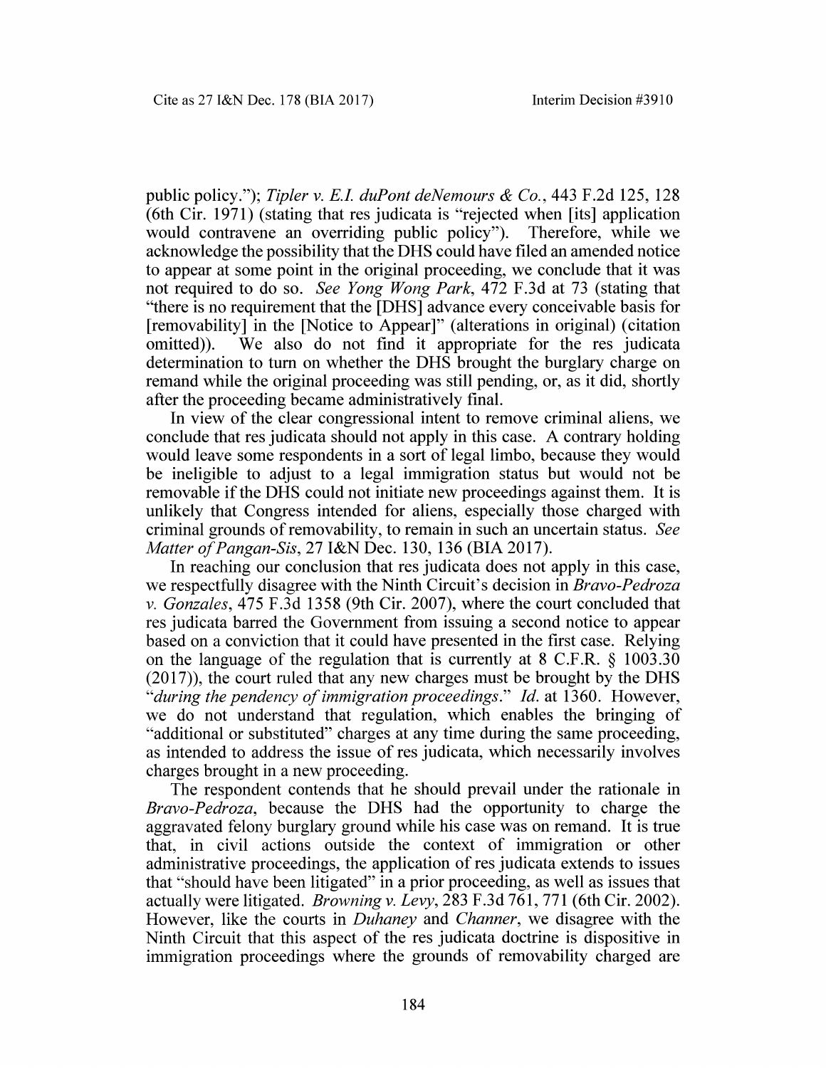public policy."); *Tipler v. E.I. duPont deNemours & Co.*, 443 F.2d 125, 128 (6th Cir. 1971) (stating that res judicata is "rejected when [its] application would contravene an overriding public policy"). Therefore, while we acknowledge the possibility that the DHS could have filed an amended notice to appear at some point in the original proceeding, we conclude that it was not required to do so. *See Yong Wong Park*, 472 F.3d at 73 (stating that "there is no requirement that the [DHS] advance every conceivable basis for [removability] in the [Notice to Appear]" (alterations in original) (citation omitted)). We also do not find it appropriate for the res judicata determination to turn on whether the DHS brought the burglary charge on remand while the original proceeding was still pending, or, as it did, shortly after the proceeding became administratively final.

In view of the clear congressional intent to remove criminal aliens, we conclude that res judicata should not apply in this case. A contrary holding would leave some respondents in a sort of legal limbo, because they would be ineligible to adjust to a legal immigration status but would not be removable if the DHS could not initiate new proceedings against them. It is unlikely that Congress intended for aliens, especially those charged with criminal grounds of removability, to remain in such an uncertain status. *See Matter of Pangan-Sis*, 27 I&N Dec. 130, 136 (BIA 2017).

In reaching our conclusion that res judicata does not apply in this case, we respectfully disagree with the Ninth Circuit's decision in *Bravo-Pedroza v. Gonzales*, 475 F.3d 1358 (9th Cir. 2007), where the court concluded that res judicata barred the Government from issuing a second notice to appear based on a conviction that it could have presented in the first case. Relying on the language of the regulation that is currently at 8 C.F.R. § 1003.30 (2017)), the court ruled that any new charges must be brought by the DHS "*during the pendency of immigration proceedings*." *Id.* at 1360. However, we do not understand that regulation, which enables the bringing of "additional or substituted" charges at any time during the same proceeding, as intended to address the issue of res judicata, which necessarily involves charges brought in a new proceeding.

The respondent contends that he should prevail under the rationale in *Bravo-Pedroza*, because the DHS had the opportunity to charge the aggravated felony burglary ground while his case was on remand. It is true that, in civil actions outside the context of immigration or other administrative proceedings, the application of res judicata extends to issues that "should have been litigated" in a prior proceeding, as well as issues that actually were litigated. *Browning v. Levy*, 283 F.3d 761, 771 (6th Cir. 2002). However, like the courts in *Duhaney* and *Channer*, we disagree with the Ninth Circuit that this aspect of the res judicata doctrine is dispositive in immigration proceedings where the grounds of removability charged are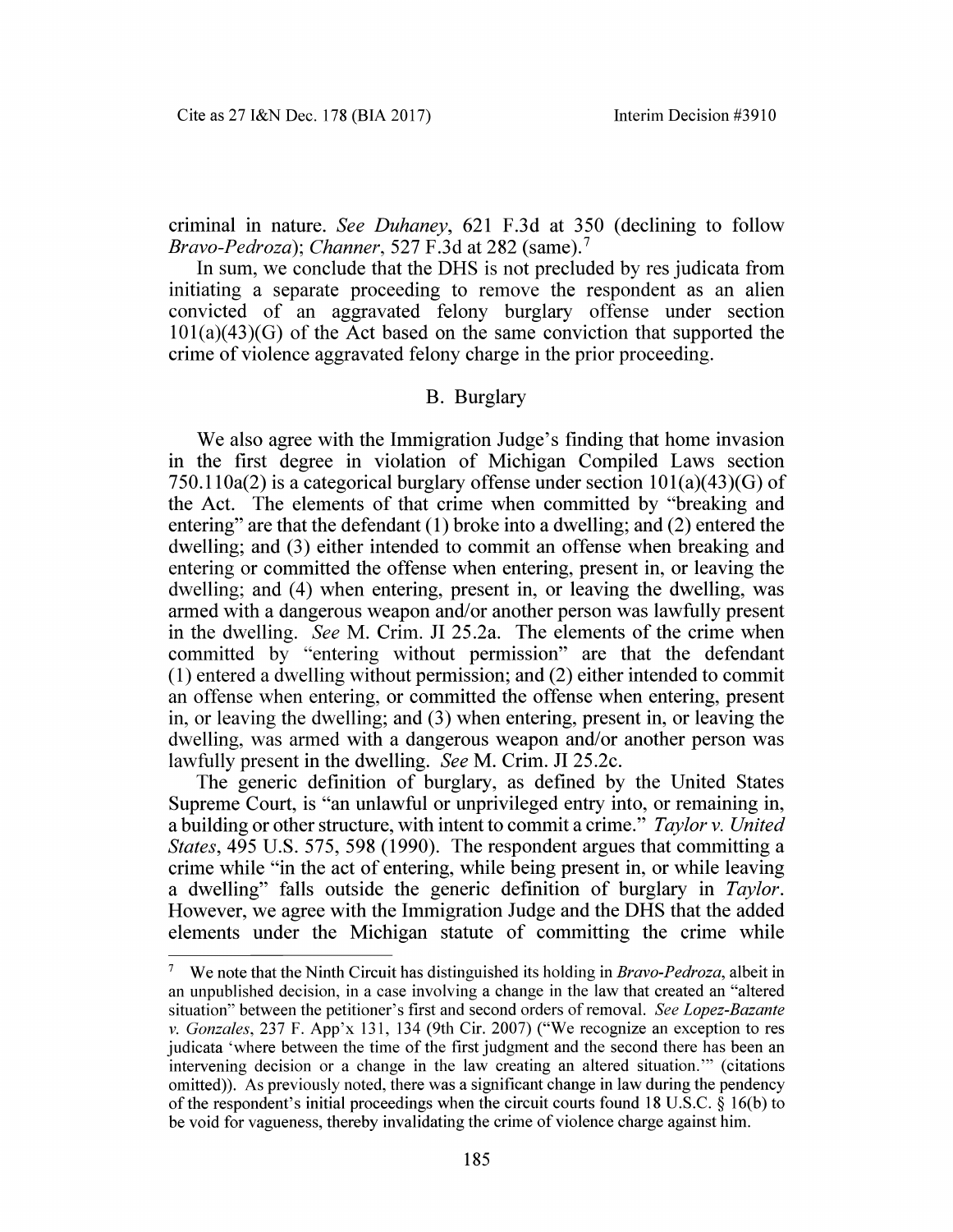criminal in nature. *See Duhaney*, 621 F.3d at 350 (declining to follow *Bravo-Pedroza*); *Channer*, 527 F.3d at 282 (same).[7]

In sum, we conclude that the DHS is not precluded by res judicata from initiating a separate proceeding to remove the respondent as an alien convicted of an aggravated felony burglary offense under section 101(a)(43)(G) of the Act based on the same conviction that supported the crime of violence aggravated felony charge in the prior proceeding.

## B. Burglary

We also agree with the Immigration Judge's finding that home invasion in the first degree in violation of Michigan Compiled Laws section 750.110a(2) is a categorical burglary offense under section 101(a)(43)(G) of the Act. The elements of that crime when committed by "breaking and entering" are that the defendant (1) broke into a dwelling; and (2) entered the dwelling; and (3) either intended to commit an offense when breaking and entering or committed the offense when entering, present in, or leaving the dwelling; and (4) when entering, present in, or leaving the dwelling, was armed with a dangerous weapon and/or another person was lawfully present in the dwelling. *See* M. Crim. JI 25.2a. The elements of the crime when committed by "entering without permission" are that the defendant (1) entered a dwelling without permission; and (2) either intended to commit an offense when entering, or committed the offense when entering, present in, or leaving the dwelling; and (3) when entering, present in, or leaving the dwelling, was armed with a dangerous weapon and/or another person was lawfully present in the dwelling. *See* M. Crim. JI 25.2c.

The generic definition of burglary, as defined by the United States Supreme Court, is "an unlawful or unprivileged entry into, or remaining in, a building or other structure, with intent to commit a crime." *Taylor v. United States*, 495 U.S. 575, 598 (1990). The respondent argues that committing a crime while "in the act of entering, while being present in, or while leaving a dwelling" falls outside the generic definition of burglary in *Taylor*. However, we agree with the Immigration Judge and the DHS that the added elements under the Michigan statute of committing the crime while

---

[7] We note that the Ninth Circuit has distinguished its holding in *Bravo-Pedroza*, albeit in an unpublished decision, in a case involving a change in the law that created an "altered situation" between the petitioner's first and second orders of removal. *See Lopez-Bazante v. Gonzales*, 237 F. App'x 131, 134 (9th Cir. 2007) ("We recognize an exception to res judicata 'where between the time of the first judgment and the second there has been an intervening decision or a change in the law creating an altered situation.'" (citations omitted)). As previously noted, there was a significant change in law during the pendency of the respondent's initial proceedings when the circuit courts found 18 U.S.C. § 16(b) to be void for vagueness, thereby invalidating the crime of violence charge against him.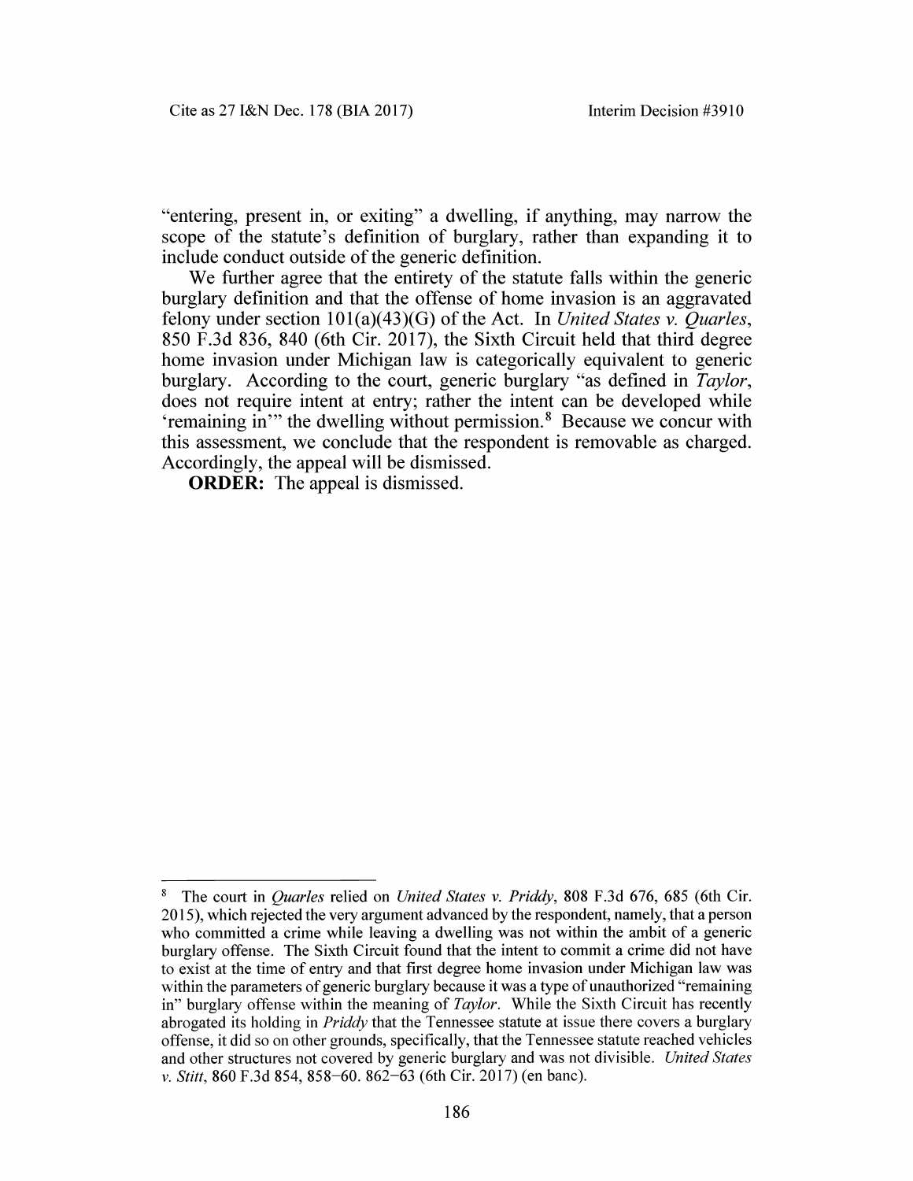"entering, present in, or exiting" a dwelling, if anything, may narrow the scope of the statute's definition of burglary, rather than expanding it to include conduct outside of the generic definition.

We further agree that the entirety of the statute falls within the generic burglary definition and that the offense of home invasion is an aggravated felony under section 101(a)(43)(G) of the Act. In *United States v. Quarles*, 850 F.3d 836, 840 (6th Cir. 2017), the Sixth Circuit held that third degree home invasion under Michigan law is categorically equivalent to generic burglary. According to the court, generic burglary "as defined in *Taylor*, does not require intent at entry; rather the intent can be developed while 'remaining in'" the dwelling without permission.[8] Because we concur with this assessment, we conclude that the respondent is removable as charged. Accordingly, the appeal will be dismissed.

**ORDER:** The appeal is dismissed.

---

[8] The court in *Quarles* relied on *United States v. Priddy*, 808 F.3d 676, 685 (6th Cir. 2015), which rejected the very argument advanced by the respondent, namely, that a person who committed a crime while leaving a dwelling was not within the ambit of a generic burglary offense. The Sixth Circuit found that the intent to commit a crime did not have to exist at the time of entry and that first degree home invasion under Michigan law was within the parameters of generic burglary because it was a type of unauthorized "remaining in" burglary offense within the meaning of *Taylor*. While the Sixth Circuit has recently abrogated its holding in *Priddy* that the Tennessee statute at issue there covers a burglary offense, it did so on other grounds, specifically, that the Tennessee statute reached vehicles and other structures not covered by generic burglary and was not divisible. *United States v. Stitt*, 860 F.3d 854, 858–60. 862–63 (6th Cir. 2017) (en banc).